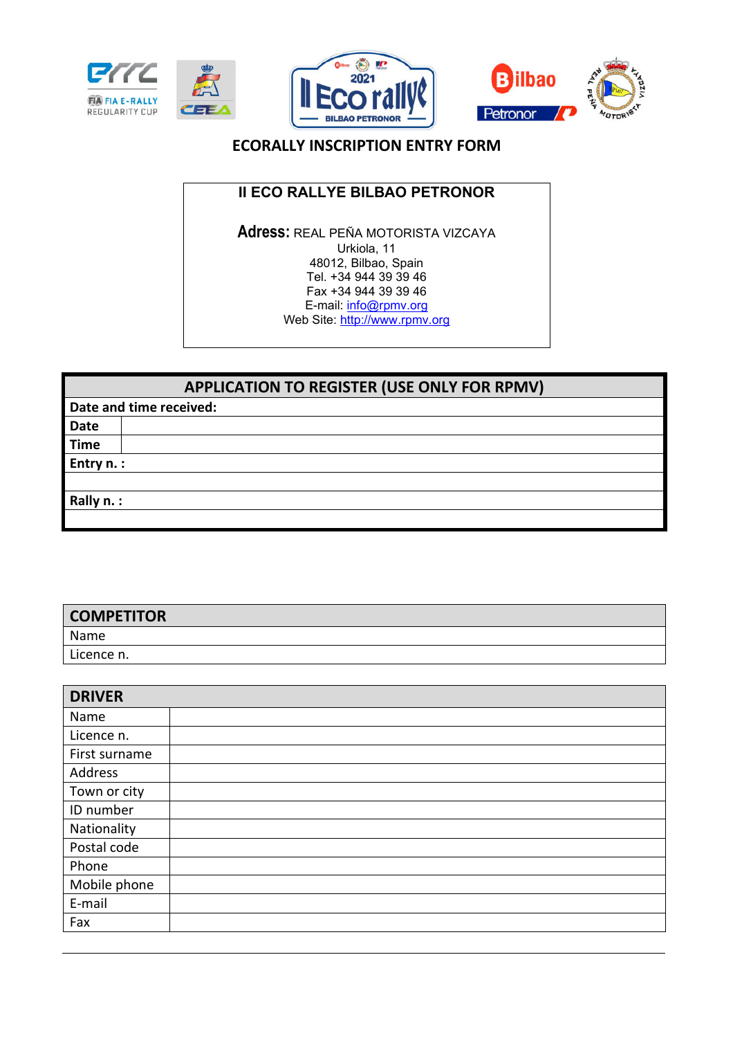# ECORALLY INSCRIPTION ENTRY FORM

## II ECO RALLYE BILBAO PETRONOR

**Adress:** REAL PEÑA MOTORISTA VIZCAYA
Urkiola, 11
48012, Bilbao, Spain
Tel. +34 944 39 39 46
Fax +34 944 39 39 46
E-mail: info@rpmv.org
Web Site: http://www.rpmv.org

| APPLICATION TO REGISTER (USE ONLY FOR RPMV) | |
|---|---|
| **Date and time received:** | |
| **Date** | |
| **Time** | |
| **Entry n. :** | |
| | |
| **Rally n. :** | |
| | |

| COMPETITOR |
|---|
| Name |
| Licence n. |

| DRIVER | |
|---|---|
| Name | |
| Licence n. | |
| First surname | |
| Address | |
| Town or city | |
| ID number | |
| Nationality | |
| Postal code | |
| Phone | |
| Mobile phone | |
| E-mail | |
| Fax | |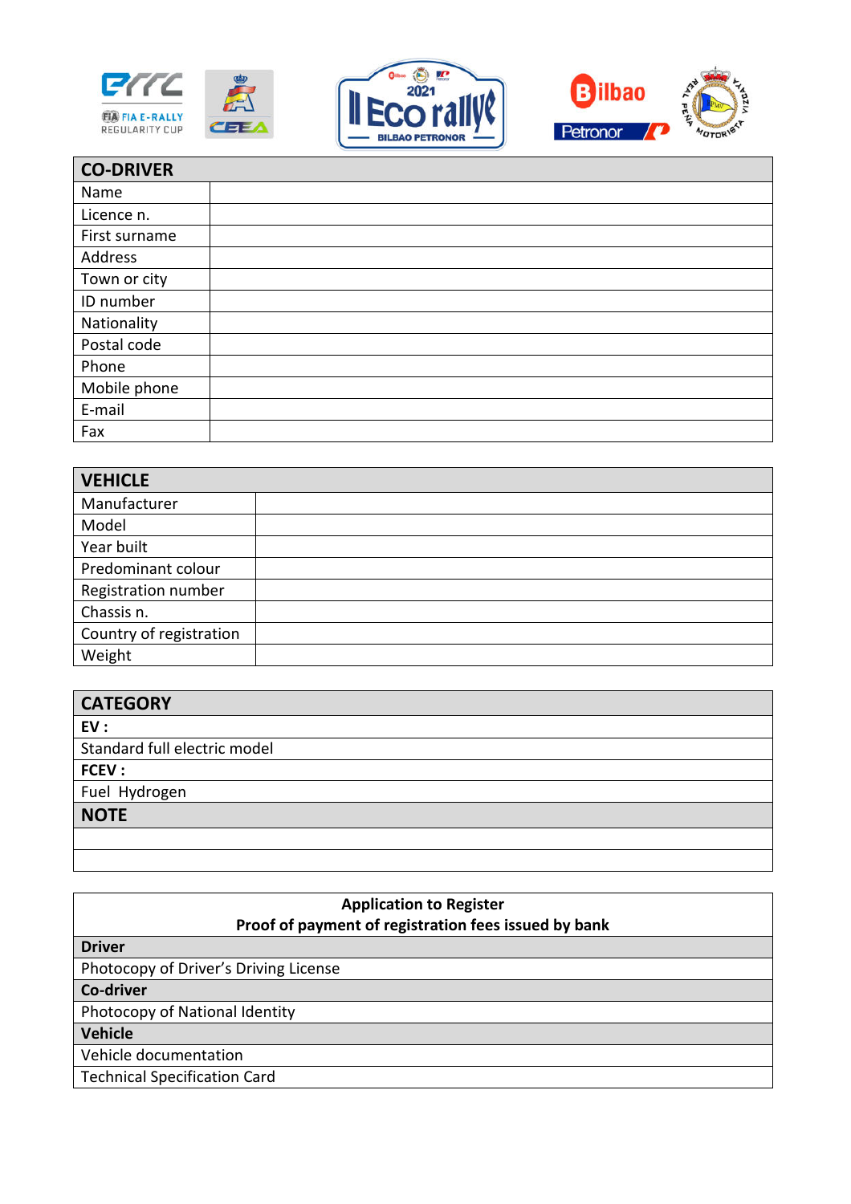| CO-DRIVER | |
|---|---|
| Name | |
| Licence n. | |
| First surname | |
| Address | |
| Town or city | |
| ID number | |
| Nationality | |
| Postal code | |
| Phone | |
| Mobile phone | |
| E-mail | |
| Fax | |

| VEHICLE | |
|---|---|
| Manufacturer | |
| Model | |
| Year built | |
| Predominant colour | |
| Registration number | |
| Chassis n. | |
| Country of registration | |
| Weight | |

| CATEGORY |
|---|
| **EV :** |
| Standard full electric model |
| **FCEV :** |
| Fuel Hydrogen |
| **NOTE** |
| |
| |

| Application to Register<br>Proof of payment of registration fees issued by bank |
|---|
| **Driver** |
| Photocopy of Driver's Driving License |
| **Co-driver** |
| Photocopy of National Identity |
| **Vehicle** |
| Vehicle documentation |
| Technical Specification Card |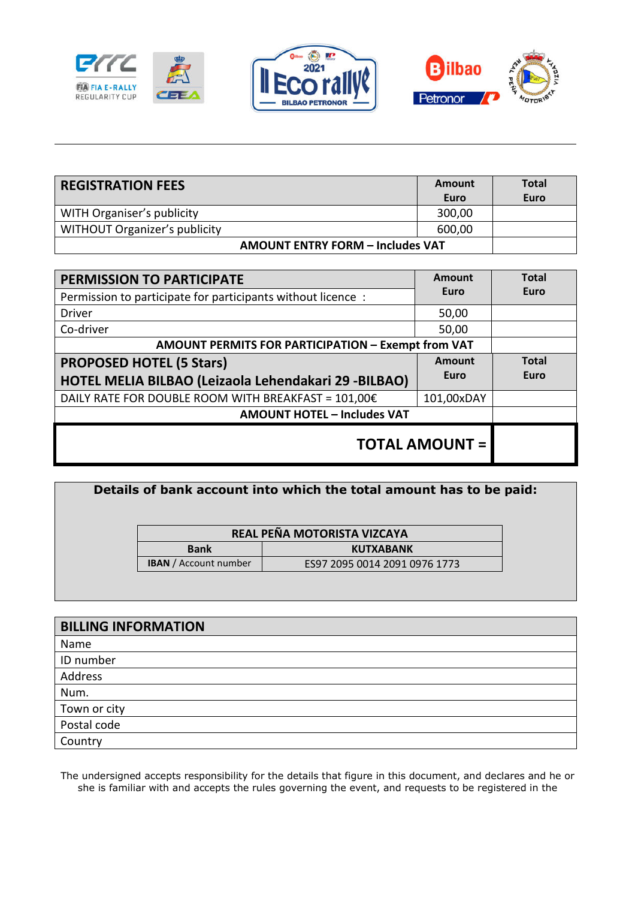| REGISTRATION FEES | Amount Euro | Total Euro |
|---|---|---|
| WITH Organiser's publicity | 300,00 | |
| WITHOUT Organizer's publicity | 600,00 | |
| **AMOUNT ENTRY FORM – Includes VAT** | | |

| PERMISSION TO PARTICIPATE | Amount Euro | Total Euro |
|---|---|---|
| Permission to participate for participants without licence : | | |
| Driver | 50,00 | |
| Co-driver | 50,00 | |
| **AMOUNT PERMITS FOR PARTICIPATION – Exempt from VAT** | | |
| **PROPOSED HOTEL (5 Stars)** **HOTEL MELIA BILBAO (Leizaola Lehendakari 29 -BILBAO)** | **Amount Euro** | **Total Euro** |
| DAILY RATE FOR DOUBLE ROOM WITH BREAKFAST = 101,00€ | 101,00xDAY | |
| **AMOUNT HOTEL – Includes VAT** | | |
| **TOTAL AMOUNT =** | | |

**Details of bank account into which the total amount has to be paid:**

| REAL PEÑA MOTORISTA VIZCAYA | |
|---|---|
| **Bank** | **KUTXABANK** |
| **IBAN** / Account number | ES97 2095 0014 2091 0976 1773 |

| BILLING INFORMATION |
|---|
| Name |
| ID number |
| Address |
| Num. |
| Town or city |
| Postal code |
| Country |

The undersigned accepts responsibility for the details that figure in this document, and declares and he or she is familiar with and accepts the rules governing the event, and requests to be registered in the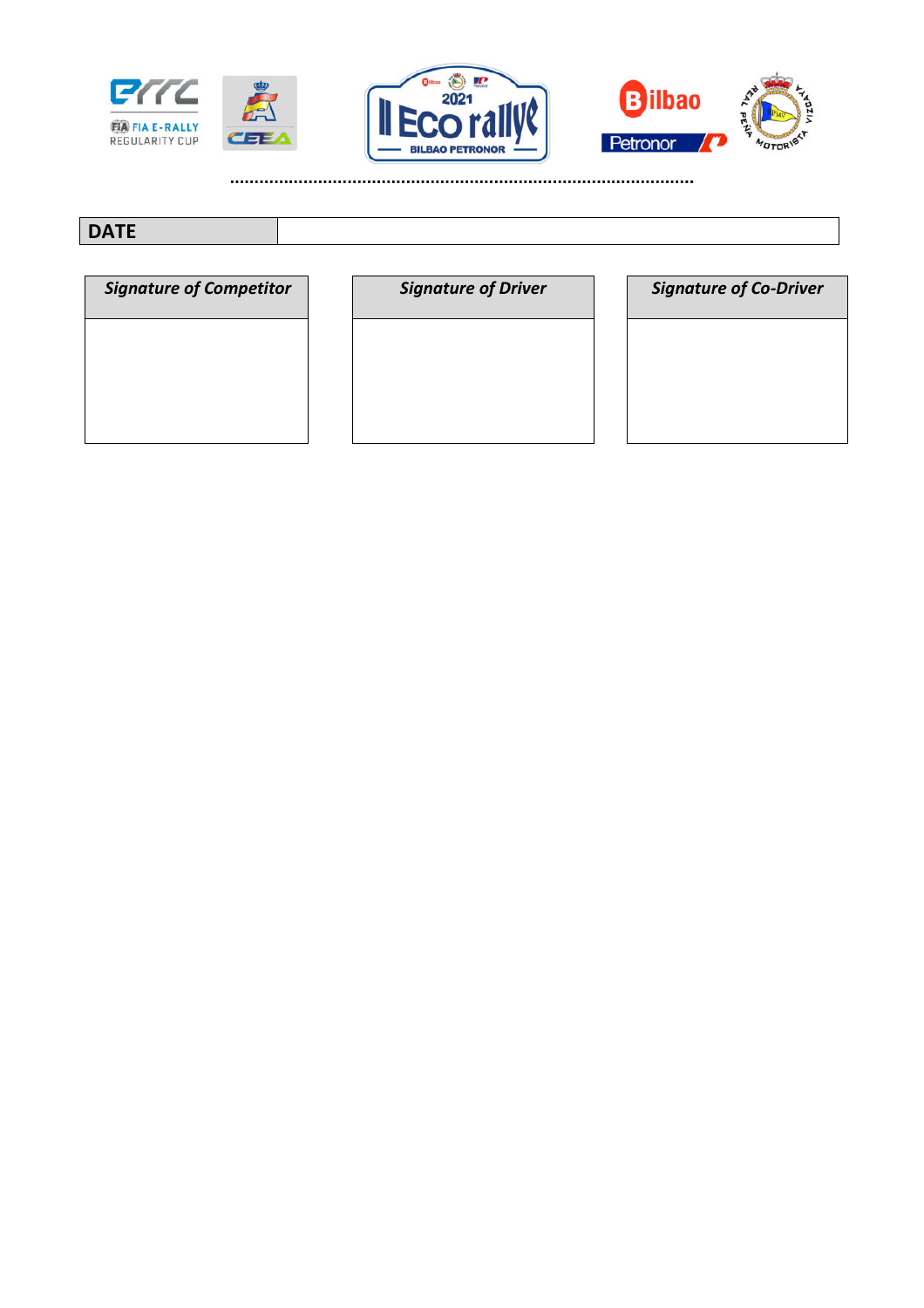| DATE | |
|---|---|

| *Signature of Competitor* | *Signature of Driver* | *Signature of Co-Driver* |
|---|---|---|
| | | |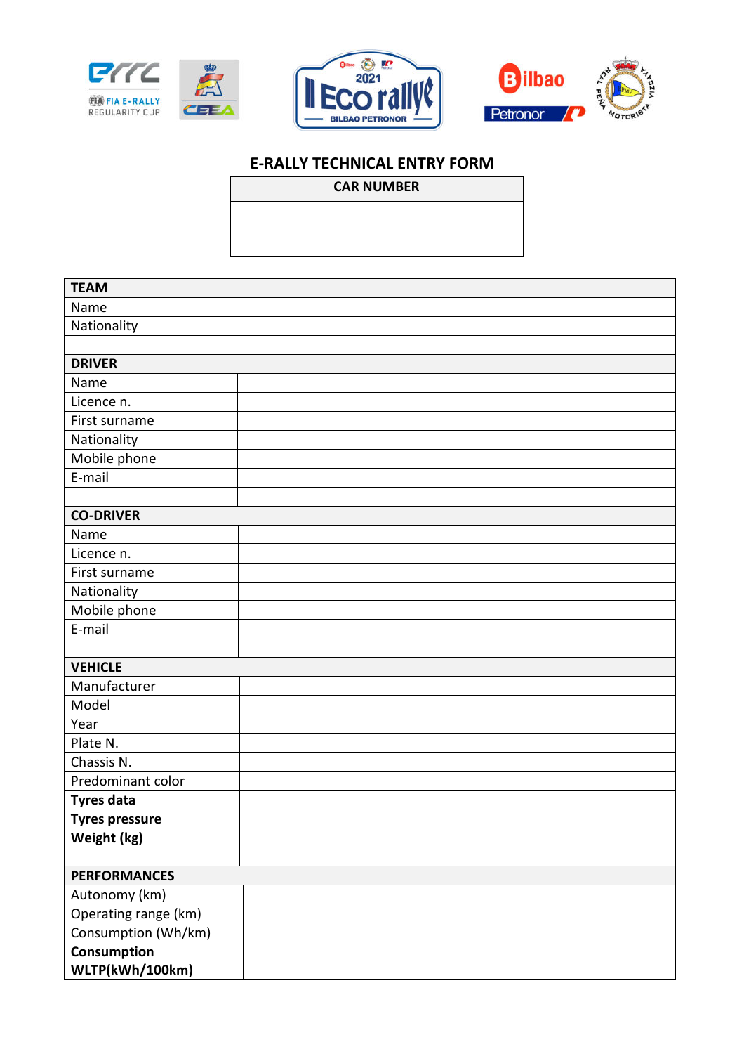# E-RALLY TECHNICAL ENTRY FORM

| CAR NUMBER |
| --- |
| |

| TEAM | |
| --- | --- |
| Name | |
| Nationality | |
| | |
| **DRIVER** | |
| Name | |
| Licence n. | |
| First surname | |
| Nationality | |
| Mobile phone | |
| E-mail | |
| | |
| **CO-DRIVER** | |
| Name | |
| Licence n. | |
| First surname | |
| Nationality | |
| Mobile phone | |
| E-mail | |
| | |
| **VEHICLE** | |
| Manufacturer | |
| Model | |
| Year | |
| Plate N. | |
| Chassis N. | |
| Predominant color | |
| **Tyres data** | |
| **Tyres pressure** | |
| **Weight (kg)** | |
| | |
| **PERFORMANCES** | |
| Autonomy (km) | |
| Operating range (km) | |
| Consumption (Wh/km) | |
| **Consumption WLTP(kWh/100km)** | |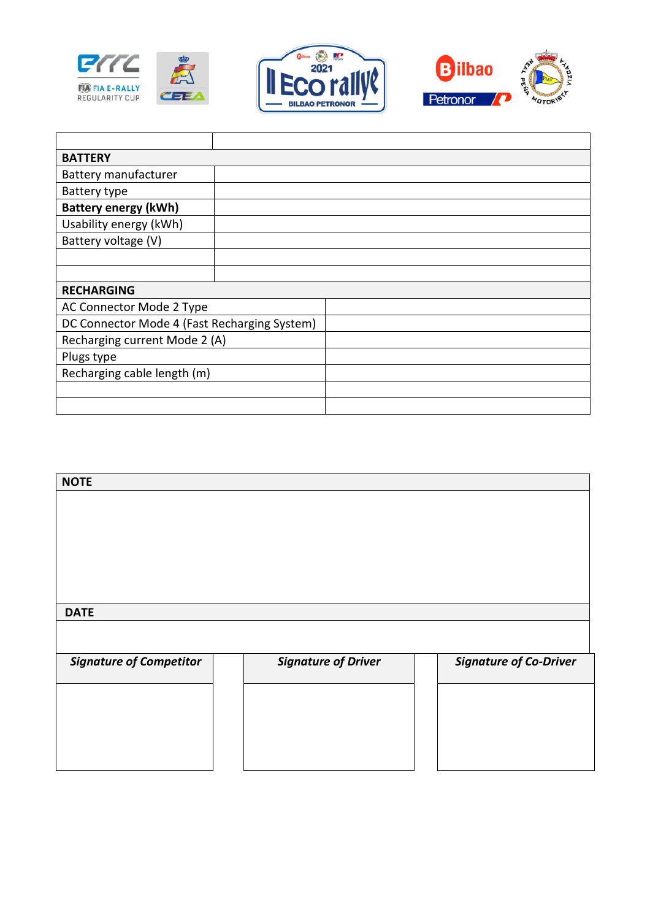| | |
|---|---|
| **BATTERY** | |
| Battery manufacturer | |
| Battery type | |
| **Battery energy (kWh)** | |
| Usability energy (kWh) | |
| Battery voltage (V) | |
| | |
| | |
| **RECHARGING** | |
| AC Connector Mode 2 Type | |
| DC Connector Mode 4 (Fast Recharging System) | |
| Recharging current Mode 2 (A) | |
| Plugs type | |
| Recharging cable length (m) | |
| | |
| | |

| |
|---|
| **NOTE** |
| |
| **DATE** |
| |

| | | |
|---|---|---|
| ***Signature of Competitor*** | ***Signature of Driver*** | ***Signature of Co-Driver*** |
| | | |